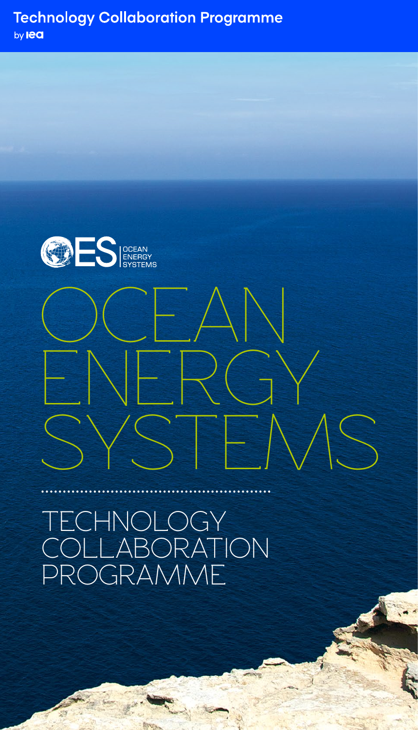Technology Collaboration Programme
by IEA

OES | OCEAN ENERGY SYSTEMS

# OCEAN ENERGY SYSTEMS

## TECHNOLOGY COLLABORATION PROGRAMME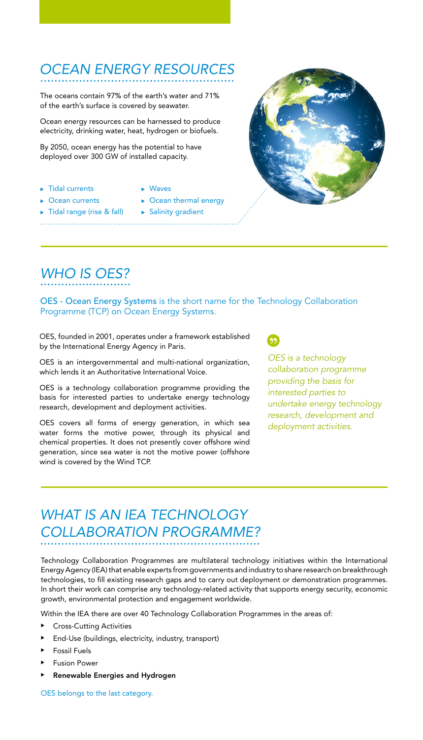## OCEAN ENERGY RESOURCES

The oceans contain 97% of the earth's water and 71% of the earth's surface is covered by seawater.

Ocean energy resources can be harnessed to produce electricity, drinking water, heat, hydrogen or biofuels.

By 2050, ocean energy has the potential to have deployed over 300 GW of installed capacity.

- Tidal currents
- Ocean currents
- Tidal range (rise & fall)
- Waves
- Ocean thermal energy
- Salinity gradient

## WHO IS OES?

**OES - Ocean Energy Systems** is the short name for the Technology Collaboration Programme (TCP) on Ocean Energy Systems.

OES, founded in 2001, operates under a framework established by the International Energy Agency in Paris.

OES is an intergovernmental and multi-national organization, which lends it an Authoritative International Voice.

OES is a technology collaboration programme providing the basis for interested parties to undertake energy technology research, development and deployment activities.

OES covers all forms of energy generation, in which sea water forms the motive power, through its physical and chemical properties. It does not presently cover offshore wind generation, since sea water is not the motive power (offshore wind is covered by the Wind TCP.

> *OES is a technology collaboration programme providing the basis for interested parties to undertake energy technology research, development and deployment activities.*

## WHAT IS AN IEA TECHNOLOGY COLLABORATION PROGRAMME?

Technology Collaboration Programmes are multilateral technology initiatives within the International Energy Agency (IEA) that enable experts from governments and industry to share research on breakthrough technologies, to fill existing research gaps and to carry out deployment or demonstration programmes. In short their work can comprise any technology-related activity that supports energy security, economic growth, environmental protection and engagement worldwide.

Within the IEA there are over 40 Technology Collaboration Programmes in the areas of:

- Cross-Cutting Activities
- End-Use (buildings, electricity, industry, transport)
- Fossil Fuels
- Fusion Power
- **Renewable Energies and Hydrogen**

OES belongs to the last category.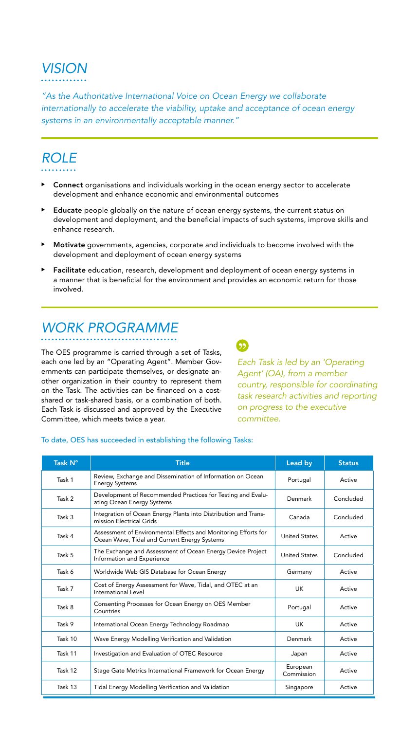## *VISION*

*"As the Authoritative International Voice on Ocean Energy we collaborate internationally to accelerate the viability, uptake and acceptance of ocean energy systems in an environmentally acceptable manner."*

## *ROLE*

- **Connect** organisations and individuals working in the ocean energy sector to accelerate development and enhance economic and environmental outcomes
- **Educate** people globally on the nature of ocean energy systems, the current status on development and deployment, and the beneficial impacts of such systems, improve skills and enhance research.
- **Motivate** governments, agencies, corporate and individuals to become involved with the development and deployment of ocean energy systems
- **Facilitate** education, research, development and deployment of ocean energy systems in a manner that is beneficial for the environment and provides an economic return for those involved.

## *WORK PROGRAMME*

The OES programme is carried through a set of Tasks, each one led by an "Operating Agent". Member Governments can participate themselves, or designate another organization in their country to represent them on the Task. The activities can be financed on a cost-shared or task-shared basis, or a combination of both. Each Task is discussed and approved by the Executive Committee, which meets twice a year.

*Each Task is led by an 'Operating Agent' (OA), from a member country, responsible for coordinating task research activities and reporting on progress to the executive committee.*

To date, OES has succeeded in establishing the following Tasks:

| Task N° | Title | Lead by | Status |
|---|---|---|---|
| Task 1 | Review, Exchange and Dissemination of Information on Ocean Energy Systems | Portugal | Active |
| Task 2 | Development of Recommended Practices for Testing and Evaluating Ocean Energy Systems | Denmark | Concluded |
| Task 3 | Integration of Ocean Energy Plants into Distribution and Transmission Electrical Grids | Canada | Concluded |
| Task 4 | Assessment of Environmental Effects and Monitoring Efforts for Ocean Wave, Tidal and Current Energy Systems | United States | Active |
| Task 5 | The Exchange and Assessment of Ocean Energy Device Project Information and Experience | United States | Concluded |
| Task 6 | Worldwide Web GIS Database for Ocean Energy | Germany | Active |
| Task 7 | Cost of Energy Assessment for Wave, Tidal, and OTEC at an International Level | UK | Active |
| Task 8 | Consenting Processes for Ocean Energy on OES Member Countries | Portugal | Active |
| Task 9 | International Ocean Energy Technology Roadmap | UK | Active |
| Task 10 | Wave Energy Modelling Verification and Validation | Denmark | Active |
| Task 11 | Investigation and Evaluation of OTEC Resource | Japan | Active |
| Task 12 | Stage Gate Metrics International Framework for Ocean Energy | European Commission | Active |
| Task 13 | Tidal Energy Modelling Verification and Validation | Singapore | Active |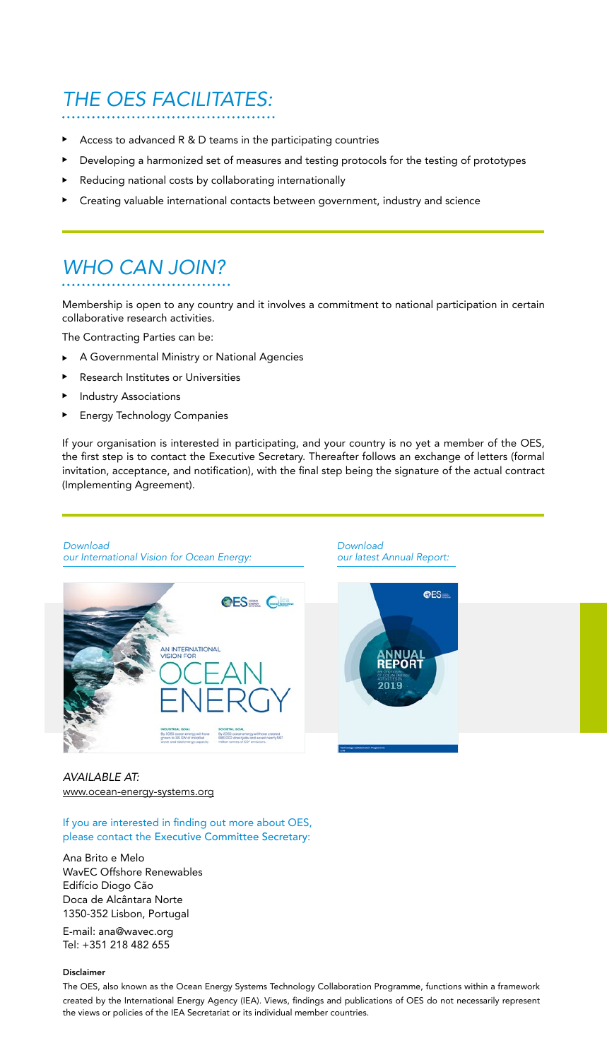## *THE OES FACILITATES:*

- Access to advanced R & D teams in the participating countries
- Developing a harmonized set of measures and testing protocols for the testing of prototypes
- Reducing national costs by collaborating internationally
- Creating valuable international contacts between government, industry and science

## *WHO CAN JOIN?*

Membership is open to any country and it involves a commitment to national participation in certain collaborative research activities.

The Contracting Parties can be:

- A Governmental Ministry or National Agencies
- Research Institutes or Universities
- Industry Associations
- Energy Technology Companies

If your organisation is interested in participating, and your country is no yet a member of the OES, the first step is to contact the Executive Secretary. Thereafter follows an exchange of letters (formal invitation, acceptance, and notification), with the final step being the signature of the actual contract (Implementing Agreement).

*Download our International Vision for Ocean Energy:*

*Download our latest Annual Report:*

*AVAILABLE AT:*
www.ocean-energy-systems.org

If you are interested in finding out more about OES, please contact the Executive Committee Secretary:

Ana Brito e Melo
WavEC Offshore Renewables
Edifício Diogo Cão
Doca de Alcântara Norte
1350-352 Lisbon, Portugal

E-mail: ana@wavec.org
Tel: +351 218 482 655

**Disclaimer**

The OES, also known as the Ocean Energy Systems Technology Collaboration Programme, functions within a framework created by the International Energy Agency (IEA). Views, findings and publications of OES do not necessarily represent the views or policies of the IEA Secretariat or its individual member countries.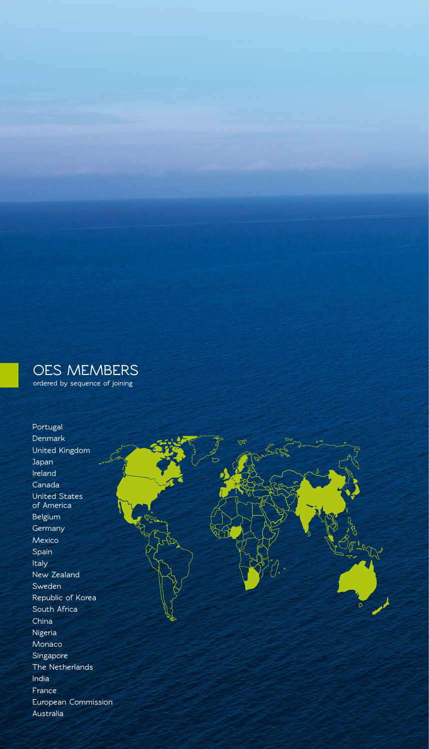## OES MEMBERS

ordered by sequence of joining

- Portugal
- Denmark
- United Kingdom
- Japan
- Ireland
- Canada
- United States of America
- Belgium
- Germany
- Mexico
- Spain
- Italy
- New Zealand
- Sweden
- Republic of Korea
- South Africa
- China
- Nigeria
- Monaco
- Singapore
- The Netherlands
- India
- France
- European Commission
- Australia